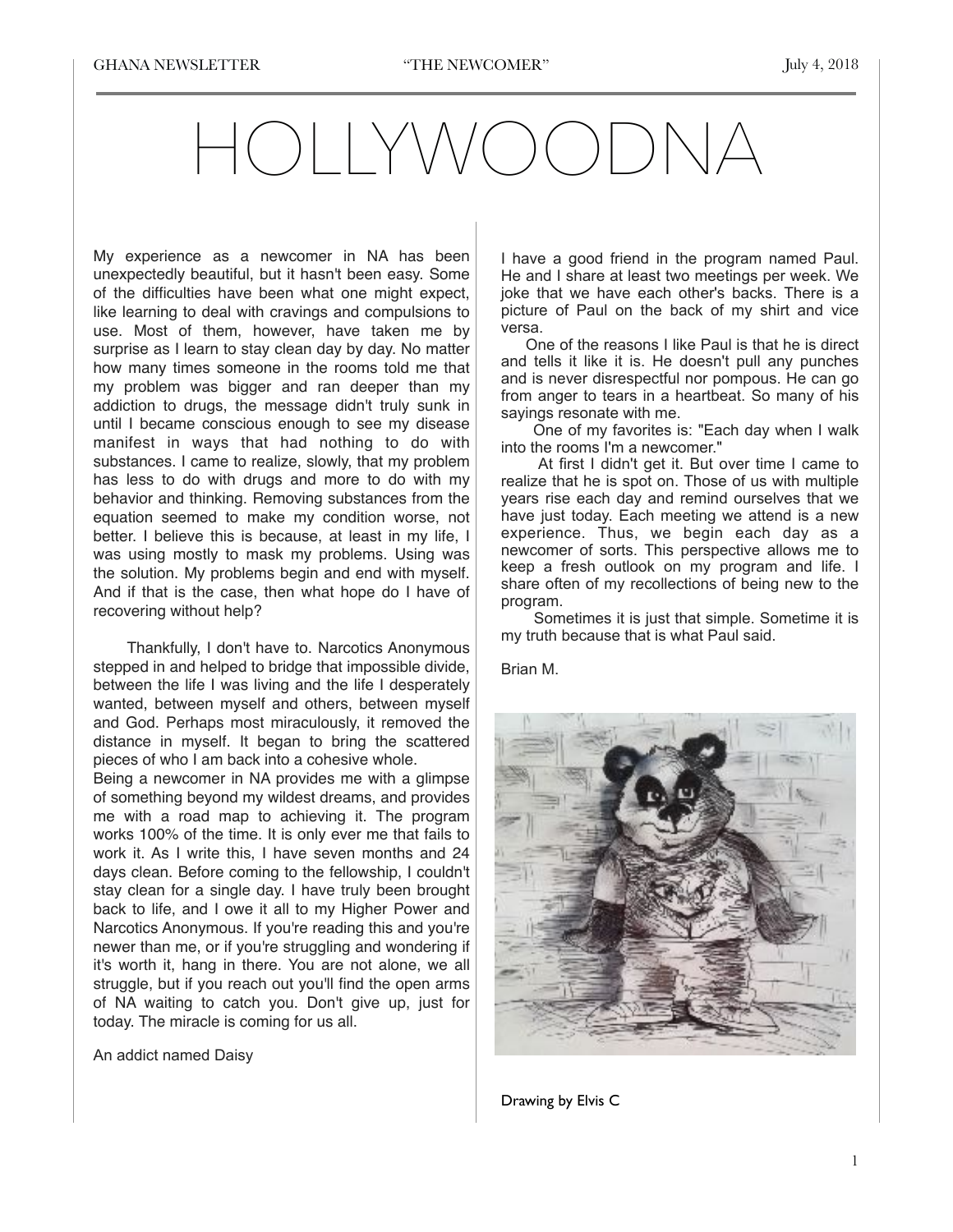# HOLLYWOODNA

My experience as a newcomer in NA has been unexpectedly beautiful, but it hasn't been easy. Some of the difficulties have been what one might expect, like learning to deal with cravings and compulsions to use. Most of them, however, have taken me by surprise as I learn to stay clean day by day. No matter how many times someone in the rooms told me that my problem was bigger and ran deeper than my addiction to drugs, the message didn't truly sunk in until I became conscious enough to see my disease manifest in ways that had nothing to do with substances. I came to realize, slowly, that my problem has less to do with drugs and more to do with my behavior and thinking. Removing substances from the equation seemed to make my condition worse, not better. I believe this is because, at least in my life, I was using mostly to mask my problems. Using was the solution. My problems begin and end with myself. And if that is the case, then what hope do I have of recovering without help?

Thankfully, I don't have to. Narcotics Anonymous stepped in and helped to bridge that impossible divide, between the life I was living and the life I desperately wanted, between myself and others, between myself and God. Perhaps most miraculously, it removed the distance in myself. It began to bring the scattered pieces of who I am back into a cohesive whole.

Being a newcomer in NA provides me with a glimpse of something beyond my wildest dreams, and provides me with a road map to achieving it. The program works 100% of the time. It is only ever me that fails to work it. As I write this, I have seven months and 24 days clean. Before coming to the fellowship, I couldn't stay clean for a single day. I have truly been brought back to life, and I owe it all to my Higher Power and Narcotics Anonymous. If you're reading this and you're newer than me, or if you're struggling and wondering if it's worth it, hang in there. You are not alone, we all struggle, but if you reach out you'll find the open arms of NA waiting to catch you. Don't give up, just for today. The miracle is coming for us all.

An addict named Daisy

I have a good friend in the program named Paul. He and I share at least two meetings per week. We joke that we have each other's backs. There is a picture of Paul on the back of my shirt and vice versa.

One of the reasons I like Paul is that he is direct and tells it like it is. He doesn't pull any punches and is never disrespectful nor pompous. He can go from anger to tears in a heartbeat. So many of his sayings resonate with me.

One of my favorites is: "Each day when I walk into the rooms I'm a newcomer."

At first I didn't get it. But over time I came to realize that he is spot on. Those of us with multiple years rise each day and remind ourselves that we have just today. Each meeting we attend is a new experience. Thus, we begin each day as a newcomer of sorts. This perspective allows me to keep a fresh outlook on my program and life. I share often of my recollections of being new to the program.

Sometimes it is just that simple. Sometime it is my truth because that is what Paul said.

Brian M.

Drawing by Elvis C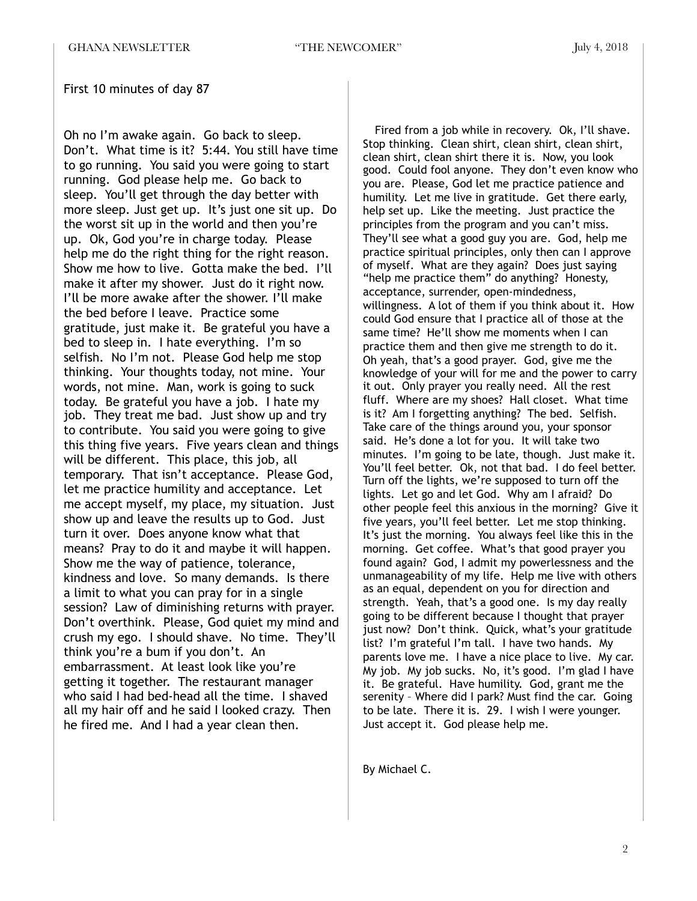First 10 minutes of day 87

Oh no I'm awake again. Go back to sleep. Don't. What time is it? 5:44. You still have time to go running. You said you were going to start running. God please help me. Go back to sleep. You'll get through the day better with more sleep. Just get up. It's just one sit up. Do the worst sit up in the world and then you're up. Ok, God you're in charge today. Please help me do the right thing for the right reason. Show me how to live. Gotta make the bed. I'll make it after my shower. Just do it right now. I'll be more awake after the shower. I'll make the bed before I leave. Practice some gratitude, just make it. Be grateful you have a bed to sleep in. I hate everything. I'm so selfish. No I'm not. Please God help me stop thinking. Your thoughts today, not mine. Your words, not mine. Man, work is going to suck today. Be grateful you have a job. I hate my job. They treat me bad. Just show up and try to contribute. You said you were going to give this thing five years. Five years clean and things will be different. This place, this job, all temporary. That isn't acceptance. Please God, let me practice humility and acceptance. Let me accept myself, my place, my situation. Just show up and leave the results up to God. Just turn it over. Does anyone know what that means? Pray to do it and maybe it will happen. Show me the way of patience, tolerance, kindness and love. So many demands. Is there a limit to what you can pray for in a single session? Law of diminishing returns with prayer. Don't overthink. Please, God quiet my mind and crush my ego. I should shave. No time. They'll think you're a bum if you don't. An embarrassment. At least look like you're getting it together. The restaurant manager who said I had bed-head all the time. I shaved all my hair off and he said I looked crazy. Then he fired me. And I had a year clean then.

Fired from a job while in recovery. Ok, I'll shave. Stop thinking. Clean shirt, clean shirt, clean shirt, clean shirt, clean shirt there it is. Now, you look good. Could fool anyone. They don't even know who you are. Please, God let me practice patience and humility. Let me live in gratitude. Get there early, help set up. Like the meeting. Just practice the principles from the program and you can't miss. They'll see what a good guy you are. God, help me practice spiritual principles, only then can I approve of myself. What are they again? Does just saying "help me practice them" do anything? Honesty, acceptance, surrender, open-mindedness, willingness. A lot of them if you think about it. How could God ensure that I practice all of those at the same time? He'll show me moments when I can practice them and then give me strength to do it. Oh yeah, that's a good prayer. God, give me the knowledge of your will for me and the power to carry it out. Only prayer you really need. All the rest fluff. Where are my shoes? Hall closet. What time is it? Am I forgetting anything? The bed. Selfish. Take care of the things around you, your sponsor said. He's done a lot for you. It will take two minutes. I'm going to be late, though. Just make it. You'll feel better. Ok, not that bad. I do feel better. Turn off the lights, we're supposed to turn off the lights. Let go and let God. Why am I afraid? Do other people feel this anxious in the morning? Give it five years, you'll feel better. Let me stop thinking. It's just the morning. You always feel like this in the morning. Get coffee. What's that good prayer you found again? God, I admit my powerlessness and the unmanageability of my life. Help me live with others as an equal, dependent on you for direction and strength. Yeah, that's a good one. Is my day really going to be different because I thought that prayer just now? Don't think. Quick, what's your gratitude list? I'm grateful I'm tall. I have two hands. My parents love me. I have a nice place to live. My car. My job. My job sucks. No, it's good. I'm glad I have it. Be grateful. Have humility. God, grant me the serenity – Where did I park? Must find the car. Going to be late. There it is. 29. I wish I were younger. Just accept it. God please help me.

By Michael C.